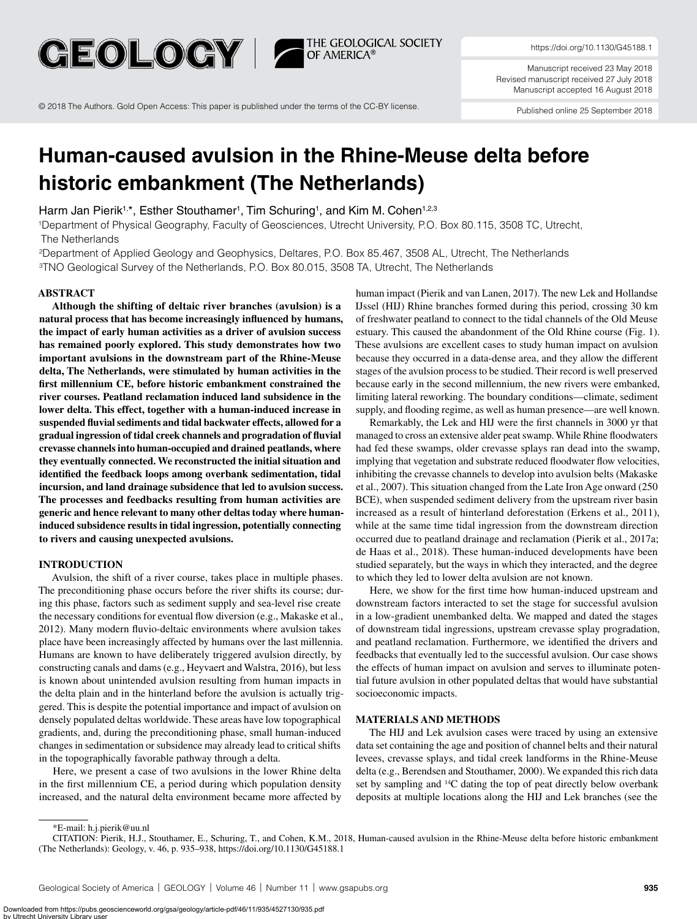# Human-caused avulsion in the Rhine-Meuse delta before historic embankment (The Netherlands)

Harm Jan Pierik[1,*], Esther Stouthamer[1], Tim Schuring[1], and Kim M. Cohen[1,2,3]

[1]Department of Physical Geography, Faculty of Geosciences, Utrecht University, P.O. Box 80.115, 3508 TC, Utrecht, The Netherlands

[2]Department of Applied Geology and Geophysics, Deltares, P.O. Box 85.467, 3508 AL, Utrecht, The Netherlands

[3]TNO Geological Survey of the Netherlands, P.O. Box 80.015, 3508 TA, Utrecht, The Netherlands

## ABSTRACT

**Although the shifting of deltaic river branches (avulsion) is a natural process that has become increasingly influenced by humans, the impact of early human activities as a driver of avulsion success has remained poorly explored. This study demonstrates how two important avulsions in the downstream part of the Rhine-Meuse delta, The Netherlands, were stimulated by human activities in the first millennium CE, before historic embankment constrained the river courses. Peatland reclamation induced land subsidence in the lower delta. This effect, together with a human-induced increase in suspended fluvial sediments and tidal backwater effects, allowed for a gradual ingression of tidal creek channels and progradation of fluvial crevasse channels into human-occupied and drained peatlands, where they eventually connected. We reconstructed the initial situation and identified the feedback loops among overbank sedimentation, tidal incursion, and land drainage subsidence that led to avulsion success. The processes and feedbacks resulting from human activities are generic and hence relevant to many other deltas today where human-induced subsidence results in tidal ingression, potentially connecting to rivers and causing unexpected avulsions.**

## INTRODUCTION

Avulsion, the shift of a river course, takes place in multiple phases. The preconditioning phase occurs before the river shifts its course; during this phase, factors such as sediment supply and sea-level rise create the necessary conditions for eventual flow diversion (e.g., Makaske et al., 2012). Many modern fluvio-deltaic environments where avulsion takes place have been increasingly affected by humans over the last millennia. Humans are known to have deliberately triggered avulsion directly, by constructing canals and dams (e.g., Heyvaert and Walstra, 2016), but less is known about unintended avulsion resulting from human impacts in the delta plain and in the hinterland before the avulsion is actually triggered. This is despite the potential importance and impact of avulsion on densely populated deltas worldwide. These areas have low topographical gradients, and, during the preconditioning phase, small human-induced changes in sedimentation or subsidence may already lead to critical shifts in the topographically favorable pathway through a delta.

Here, we present a case of two avulsions in the lower Rhine delta in the first millennium CE, a period during which population density increased, and the natural delta environment became more affected by human impact (Pierik and van Lanen, 2017). The new Lek and Hollandse IJssel (HIJ) Rhine branches formed during this period, crossing 30 km of freshwater peatland to connect to the tidal channels of the Old Meuse estuary. This caused the abandonment of the Old Rhine course (Fig. 1). These avulsions are excellent cases to study human impact on avulsion because they occurred in a data-dense area, and they allow the different stages of the avulsion process to be studied. Their record is well preserved because early in the second millennium, the new rivers were embanked, limiting lateral reworking. The boundary conditions—climate, sediment supply, and flooding regime, as well as human presence—are well known.

Remarkably, the Lek and HIJ were the first channels in 3000 yr that managed to cross an extensive alder peat swamp. While Rhine floodwaters had fed these swamps, older crevasse splays ran dead into the swamp, implying that vegetation and substrate reduced floodwater flow velocities, inhibiting the crevasse channels to develop into avulsion belts (Makaske et al., 2007). This situation changed from the Late Iron Age onward (250 BCE), when suspended sediment delivery from the upstream river basin increased as a result of hinterland deforestation (Erkens et al., 2011), while at the same time tidal ingression from the downstream direction occurred due to peatland drainage and reclamation (Pierik et al., 2017a; de Haas et al., 2018). These human-induced developments have been studied separately, but the ways in which they interacted, and the degree to which they led to lower delta avulsion are not known.

Here, we show for the first time how human-induced upstream and downstream factors interacted to set the stage for successful avulsion in a low-gradient unembanked delta. We mapped and dated the stages of downstream tidal ingressions, upstream crevasse splay progradation, and peatland reclamation. Furthermore, we identified the drivers and feedbacks that eventually led to the successful avulsion. Our case shows the effects of human impact on avulsion and serves to illuminate potential future avulsion in other populated deltas that would have substantial socioeconomic impacts.

## MATERIALS AND METHODS

The HIJ and Lek avulsion cases were traced by using an extensive data set containing the age and position of channel belts and their natural levees, crevasse splays, and tidal creek landforms in the Rhine-Meuse delta (e.g., Berendsen and Stouthamer, 2000). We expanded this rich data set by sampling and $^{14}C$ dating the top of peat directly below overbank deposits at multiple locations along the HIJ and Lek branches (see the

*E-mail: h.j.pierik@uu.nl

CITATION: Pierik, H.J., Stouthamer, E., Schuring, T., and Cohen, K.M., 2018, Human-caused avulsion in the Rhine-Meuse delta before historic embankment (The Netherlands): Geology, v. 46, p. 935–938, https://doi.org/10.1130/G45188.1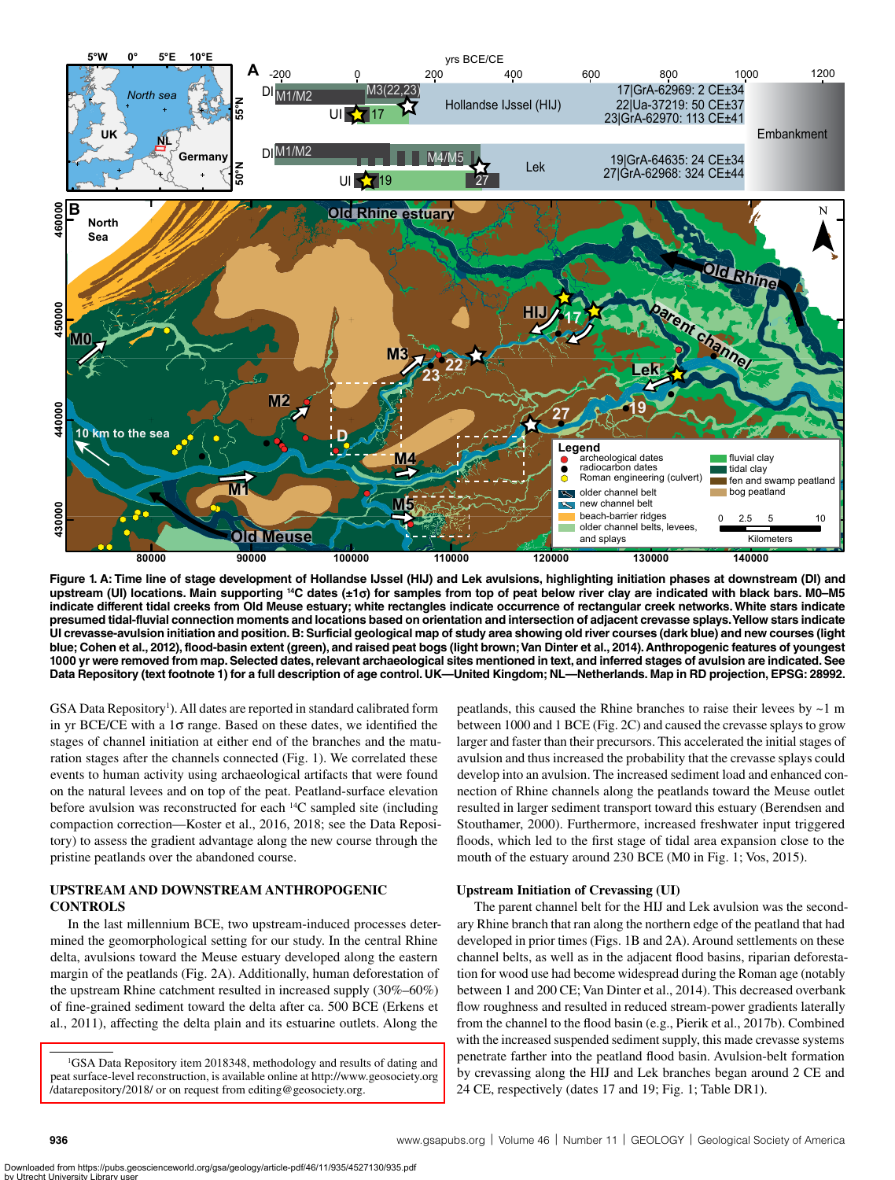**Figure 1. A: Time line of stage development of Hollandse IJssel (HIJ) and Lek avulsions, highlighting initiation phases at downstream (DI) and upstream (UI) locations. Main supporting $^{14}C$ dates (±1σ) for samples from top of peat below river clay are indicated with black bars. M0–M5 indicate different tidal creeks from Old Meuse estuary; white rectangles indicate occurrence of rectangular creek networks. White stars indicate presumed tidal-fluvial connection moments and locations based on orientation and intersection of adjacent crevasse splays. Yellow stars indicate UI crevasse-avulsion initiation and position. B: Surficial geological map of study area showing old river courses (dark blue) and new courses (light blue; Cohen et al., 2012), flood-basin extent (green), and raised peat bogs (light brown; Van Dinter et al., 2014). Anthropogenic features of youngest 1000 yr were removed from map. Selected dates, relevant archaeological sites mentioned in text, and inferred stages of avulsion are indicated. See Data Repository (text footnote 1) for a full description of age control. UK—United Kingdom; NL—Netherlands. Map in RD projection, EPSG: 28992.**

GSA Data Repository[1]). All dates are reported in standard calibrated form in yr BCE/CE with a 1σ range. Based on these dates, we identified the stages of channel initiation at either end of the branches and the maturation stages after the channels connected (Fig. 1). We correlated these events to human activity using archaeological artifacts that were found on the natural levees and on top of the peat. Peatland-surface elevation before avulsion was reconstructed for each $^{14}C$ sampled site (including compaction correction—Koster et al., 2016, 2018; see the Data Repository) to assess the gradient advantage along the new course through the pristine peatlands over the abandoned course.

## UPSTREAM AND DOWNSTREAM ANTHROPOGENIC CONTROLS

In the last millennium BCE, two upstream-induced processes determined the geomorphological setting for our study. In the central Rhine delta, avulsions toward the Meuse estuary developed along the eastern margin of the peatlands (Fig. 2A). Additionally, human deforestation of the upstream Rhine catchment resulted in increased supply (30%–60%) of fine-grained sediment toward the delta after ca. 500 BCE (Erkens et al., 2011), affecting the delta plain and its estuarine outlets. Along the peatlands, this caused the Rhine branches to raise their levees by ~1 m between 1000 and 1 BCE (Fig. 2C) and caused the crevasse splays to grow larger and faster than their precursors. This accelerated the initial stages of avulsion and thus increased the probability that the crevasse splays could develop into an avulsion. The increased sediment load and enhanced connection of Rhine channels along the peatlands toward the Meuse outlet resulted in larger sediment transport toward this estuary (Berendsen and Stouthamer, 2000). Furthermore, increased freshwater input triggered floods, which led to the first stage of tidal area expansion close to the mouth of the estuary around 230 BCE (M0 in Fig. 1; Vos, 2015).

### Upstream Initiation of Crevassing (UI)

The parent channel belt for the HIJ and Lek avulsion was the secondary Rhine branch that ran along the northern edge of the peatland that had developed in prior times (Figs. 1B and 2A). Around settlements on these channel belts, as well as in the adjacent flood basins, riparian deforestation for wood use had become widespread during the Roman age (notably between 1 and 200 CE; Van Dinter et al., 2014). This decreased overbank flow roughness and resulted in reduced stream-power gradients laterally from the channel to the flood basin (e.g., Pierik et al., 2017b). Combined with the increased suspended sediment supply, this made crevasse systems penetrate farther into the peatland flood basin. Avulsion-belt formation by crevassing along the HIJ and Lek branches began around 2 CE and 24 CE, respectively (dates 17 and 19; Fig. 1; Table DR1).

[1]GSA Data Repository item 2018348, methodology and results of dating and peat surface-level reconstruction, is available online at http://www.geosociety.org/datarepository/2018/ or on request from editing@geosociety.org.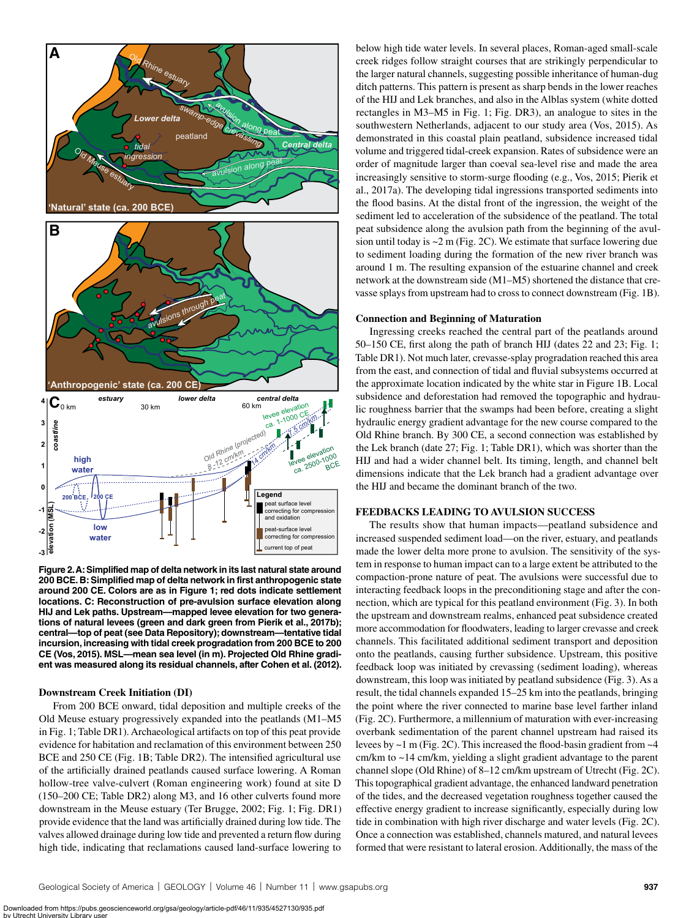**Figure 2. A: Simplified map of delta network in its last natural state around 200 BCE. B: Simplified map of delta network in first anthropogenic state around 200 CE. Colors are as in Figure 1; red dots indicate settlement locations. C: Reconstruction of pre-avulsion surface elevation along HIJ and Lek paths. Upstream—mapped levee elevation for two generations of natural levees (green and dark green from Pierik et al., 2017b); central—top of peat (see Data Repository); downstream—tentative tidal incursion, increasing with tidal creek progradation from 200 BCE to 200 CE (Vos, 2015). MSL—mean sea level (in m). Projected Old Rhine gradient was measured along its residual channels, after Cohen et al. (2012).**

### Downstream Creek Initiation (DI)

From 200 BCE onward, tidal deposition and multiple creeks of the Old Meuse estuary progressively expanded into the peatlands (M1–M5 in Fig. 1; Table DR1). Archaeological artifacts on top of this peat provide evidence for habitation and reclamation of this environment between 250 BCE and 250 CE (Fig. 1B; Table DR2). The intensified agricultural use of the artificially drained peatlands caused surface lowering. A Roman hollow-tree valve-culvert (Roman engineering work) found at site D (150–200 CE; Table DR2) along M3, and 16 other culverts found more downstream in the Meuse estuary (Ter Brugge, 2002; Fig. 1; Fig. DR1) provide evidence that the land was artificially drained during low tide. The valves allowed drainage during low tide and prevented a return flow during high tide, indicating that reclamations caused land-surface lowering to below high tide water levels. In several places, Roman-aged small-scale creek ridges follow straight courses that are strikingly perpendicular to the larger natural channels, suggesting possible inheritance of human-dug ditch patterns. This pattern is present as sharp bends in the lower reaches of the HIJ and Lek branches, and also in the Alblas system (white dotted rectangles in M3–M5 in Fig. 1; Fig. DR3), an analogue to sites in the southwestern Netherlands, adjacent to our study area (Vos, 2015). As demonstrated in this coastal plain peatland, subsidence increased tidal volume and triggered tidal-creek expansion. Rates of subsidence were an order of magnitude larger than coeval sea-level rise and made the area increasingly sensitive to storm-surge flooding (e.g., Vos, 2015; Pierik et al., 2017a). The developing tidal ingressions transported sediments into the flood basins. At the distal front of the ingression, the weight of the sediment led to acceleration of the subsidence of the peatland. The total peat subsidence along the avulsion path from the beginning of the avulsion until today is ~2 m (Fig. 2C). We estimate that surface lowering due to sediment loading during the formation of the new river branch was around 1 m. The resulting expansion of the estuarine channel and creek network at the downstream side (M1–M5) shortened the distance that crevasse splays from upstream had to cross to connect downstream (Fig. 1B).

### Connection and Beginning of Maturation

Ingressing creeks reached the central part of the peatlands around 50–150 CE, first along the path of branch HIJ (dates 22 and 23; Fig. 1; Table DR1). Not much later, crevasse-splay progradation reached this area from the east, and connection of tidal and fluvial subsystems occurred at the approximate location indicated by the white star in Figure 1B. Local subsidence and deforestation had removed the topographic and hydraulic roughness barrier that the swamps had been before, creating a slight hydraulic energy gradient advantage for the new course compared to the Old Rhine branch. By 300 CE, a second connection was established by the Lek branch (date 27; Fig. 1; Table DR1), which was shorter than the HIJ and had a wider channel belt. Its timing, length, and channel belt dimensions indicate that the Lek branch had a gradient advantage over the HIJ and became the dominant branch of the two.

## FEEDBACKS LEADING TO AVULSION SUCCESS

The results show that human impacts—peatland subsidence and increased suspended sediment load—on the river, estuary, and peatlands made the lower delta more prone to avulsion. The sensitivity of the system in response to human impact can to a large extent be attributed to the compaction-prone nature of peat. The avulsions were successful due to interacting feedback loops in the preconditioning stage and after the connection, which are typical for this peatland environment (Fig. 3). In both the upstream and downstream realms, enhanced peat subsidence created more accommodation for floodwaters, leading to larger crevasse and creek channels. This facilitated additional sediment transport and deposition onto the peatlands, causing further subsidence. Upstream, this positive feedback loop was initiated by crevassing (sediment loading), whereas downstream, this loop was initiated by peatland subsidence (Fig. 3). As a result, the tidal channels expanded 15–25 km into the peatlands, bringing the point where the river connected to marine base level farther inland (Fig. 2C). Furthermore, a millennium of maturation with ever-increasing overbank sedimentation of the parent channel upstream had raised its levees by ~1 m (Fig. 2C). This increased the flood-basin gradient from ~4 cm/km to ~14 cm/km, yielding a slight gradient advantage to the parent channel slope (Old Rhine) of 8–12 cm/km upstream of Utrecht (Fig. 2C). This topographical gradient advantage, the enhanced landward penetration of the tides, and the decreased vegetation roughness together caused the effective energy gradient to increase significantly, especially during low tide in combination with high river discharge and water levels (Fig. 2C). Once a connection was established, channels matured, and natural levees formed that were resistant to lateral erosion. Additionally, the mass of the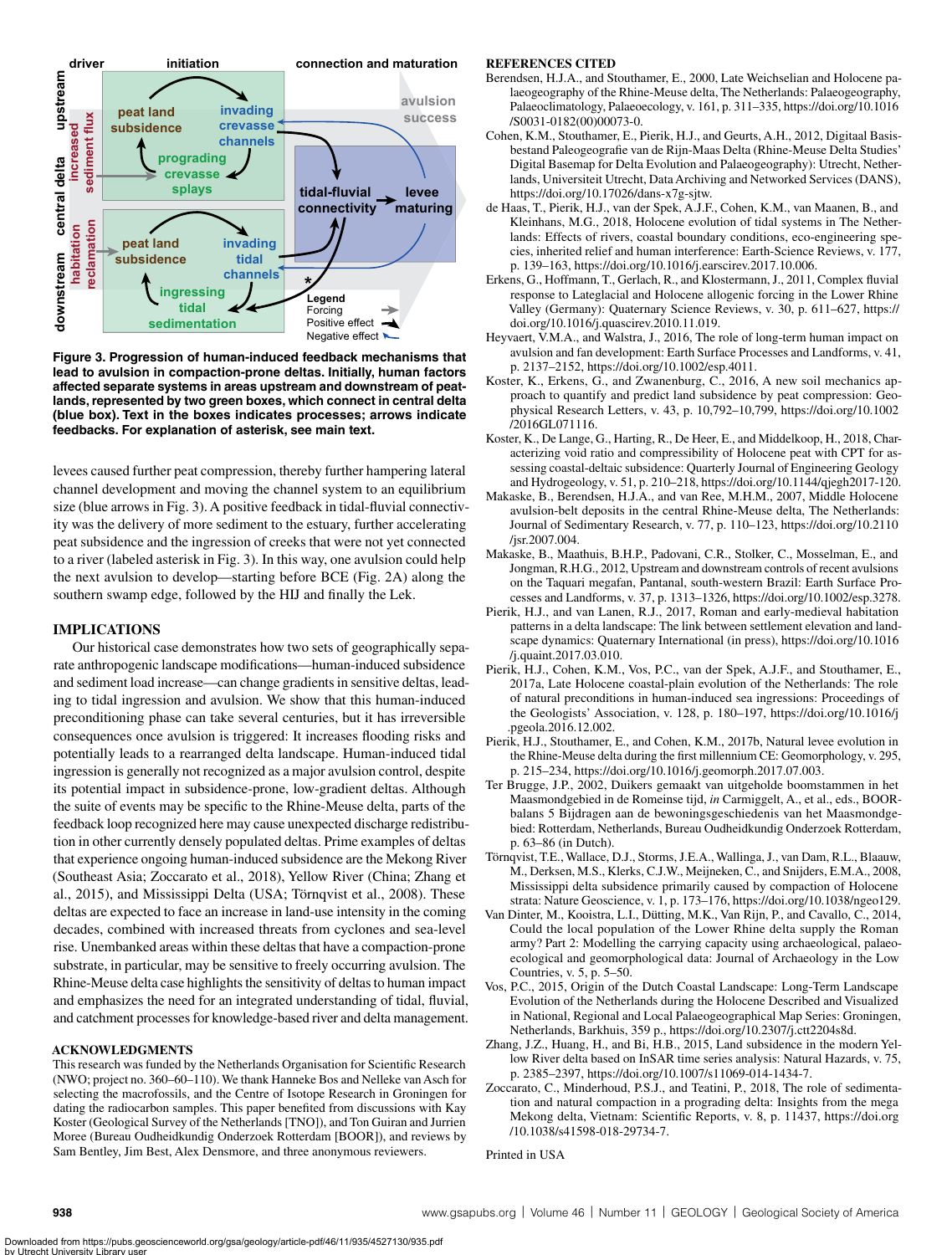driver

initiation

connection and maturation

upstream

increased sediment flux

peat land subsidence

invading crevasse channels

prograding crevasse splays

avulsion success

central delta

tidal-fluvial connectivity

levee maturing

downstream

habitation reclamation

peat land subsidence

invading tidal channels

ingressing tidal sedimentation

*

Legend

Forcing

Positive effect

Negative effect

**Figure 3. Progression of human-induced feedback mechanisms that lead to avulsion in compaction-prone deltas. Initially, human factors affected separate systems in areas upstream and downstream of peatlands, represented by two green boxes, which connect in central delta (blue box). Text in the boxes indicates processes; arrows indicate feedbacks. For explanation of asterisk, see main text.**

levees caused further peat compression, thereby further hampering lateral channel development and moving the channel system to an equilibrium size (blue arrows in Fig. 3). A positive feedback in tidal-fluvial connectivity was the delivery of more sediment to the estuary, further accelerating peat subsidence and the ingression of creeks that were not yet connected to a river (labeled asterisk in Fig. 3). In this way, one avulsion could help the next avulsion to develop—starting before BCE (Fig. 2A) along the southern swamp edge, followed by the HIJ and finally the Lek.

## IMPLICATIONS

Our historical case demonstrates how two sets of geographically separate anthropogenic landscape modifications—human-induced subsidence and sediment load increase—can change gradients in sensitive deltas, leading to tidal ingression and avulsion. We show that this human-induced preconditioning phase can take several centuries, but it has irreversible consequences once avulsion is triggered: It increases flooding risks and potentially leads to a rearranged delta landscape. Human-induced tidal ingression is generally not recognized as a major avulsion control, despite its potential impact in subsidence-prone, low-gradient deltas. Although the suite of events may be specific to the Rhine-Meuse delta, parts of the feedback loop recognized here may cause unexpected discharge redistribution in other currently densely populated deltas. Prime examples of deltas that experience ongoing human-induced subsidence are the Mekong River (Southeast Asia; Zoccarato et al., 2018), Yellow River (China; Zhang et al., 2015), and Mississippi Delta (USA; Törnqvist et al., 2008). These deltas are expected to face an increase in land-use intensity in the coming decades, combined with increased threats from cyclones and sea-level rise. Unembanked areas within these deltas that have a compaction-prone substrate, in particular, may be sensitive to freely occurring avulsion. The Rhine-Meuse delta case highlights the sensitivity of deltas to human impact and emphasizes the need for an integrated understanding of tidal, fluvial, and catchment processes for knowledge-based river and delta management.

## ACKNOWLEDGMENTS

This research was funded by the Netherlands Organisation for Scientific Research (NWO; project no. 360–60–110). We thank Hanneke Bos and Nelleke van Asch for selecting the macrofossils, and the Centre of Isotope Research in Groningen for dating the radiocarbon samples. This paper benefited from discussions with Kay Koster (Geological Survey of the Netherlands [TNO]), and Ton Guiran and Jurrien Moree (Bureau Oudheidkundig Onderzoek Rotterdam [BOOR]), and reviews by Sam Bentley, Jim Best, Alex Densmore, and three anonymous reviewers.

## REFERENCES CITED

Berendsen, H.J.A., and Stouthamer, E., 2000, Late Weichselian and Holocene palaeogeography of the Rhine-Meuse delta, The Netherlands: Palaeogeography, Palaeoclimatology, Palaeoecology, v. 161, p. 311–335, https://doi.org/10.1016/S0031-0182(00)00073-0.

Cohen, K.M., Stouthamer, E., Pierik, H.J., and Geurts, A.H., 2012, Digitaal Basisbestand Paleogeografie van de Rijn-Maas Delta (Rhine-Meuse Delta Studies' Digital Basemap for Delta Evolution and Palaeogeography): Utrecht, Netherlands, Universiteit Utrecht, Data Archiving and Networked Services (DANS), https://doi.org/10.17026/dans-x7g-sjtw.

de Haas, T., Pierik, H.J., van der Spek, A.J.F., Cohen, K.M., van Maanen, B., and Kleinhans, M.G., 2018, Holocene evolution of tidal systems in The Netherlands: Effects of rivers, coastal boundary conditions, eco-engineering species, inherited relief and human interference: Earth-Science Reviews, v. 177, p. 139–163, https://doi.org/10.1016/j.earscirev.2017.10.006.

Erkens, G., Hoffmann, T., Gerlach, R., and Klostermann, J., 2011, Complex fluvial response to Lateglacial and Holocene allogenic forcing in the Lower Rhine Valley (Germany): Quaternary Science Reviews, v. 30, p. 611–627, https://doi.org/10.1016/j.quascirev.2010.11.019.

Heyvaert, V.M.A., and Walstra, J., 2016, The role of long-term human impact on avulsion and fan development: Earth Surface Processes and Landforms, v. 41, p. 2137–2152, https://doi.org/10.1002/esp.4011.

Koster, K., Erkens, G., and Zwanenburg, C., 2016, A new soil mechanics approach to quantify and predict land subsidence by peat compression: Geophysical Research Letters, v. 43, p. 10,792–10,799, https://doi.org/10.1002/2016GL071116.

Koster, K., De Lange, G., Harting, R., De Heer, E., and Middelkoop, H., 2018, Characterizing void ratio and compressibility of Holocene peat with CPT for assessing coastal-deltaic subsidence: Quarterly Journal of Engineering Geology and Hydrogeology, v. 51, p. 210–218, https://doi.org/10.1144/qjegh2017-120.

Makaske, B., Berendsen, H.J.A., and van Ree, M.H.M., 2007, Middle Holocene avulsion-belt deposits in the central Rhine-Meuse delta, The Netherlands: Journal of Sedimentary Research, v. 77, p. 110–123, https://doi.org/10.2110/jsr.2007.004.

Makaske, B., Maathuis, B.H.P., Padovani, C.R., Stolker, C., Mosselman, E., and Jongman, R.H.G., 2012, Upstream and downstream controls of recent avulsions on the Taquari megafan, Pantanal, south-western Brazil: Earth Surface Processes and Landforms, v. 37, p. 1313–1326, https://doi.org/10.1002/esp.3278.

Pierik, H.J., and van Lanen, R.J., 2017, Roman and early-medieval habitation patterns in a delta landscape: The link between settlement elevation and landscape dynamics: Quaternary International (in press), https://doi.org/10.1016/j.quaint.2017.03.010.

Pierik, H.J., Cohen, K.M., Vos, P.C., van der Spek, A.J.F., and Stouthamer, E., 2017a, Late Holocene coastal-plain evolution of the Netherlands: The role of natural preconditions in human-induced sea ingressions: Proceedings of the Geologists' Association, v. 128, p. 180–197, https://doi.org/10.1016/j.pgeola.2016.12.002.

Pierik, H.J., Stouthamer, E., and Cohen, K.M., 2017b, Natural levee evolution in the Rhine-Meuse delta during the first millennium CE: Geomorphology, v. 295, p. 215–234, https://doi.org/10.1016/j.geomorph.2017.07.003.

Ter Brugge, J.P., 2002, Duikers gemaakt van uitgeholde boomstammen in het Maasmondgebied in de Romeinse tijd, *in* Carmiggelt, A., et al., eds., BOOR-balans 5 Bijdragen aan de bewoningsgeschiedenis van het Maasmondgebied: Rotterdam, Netherlands, Bureau Oudheidkundig Onderzoek Rotterdam, p. 63–86 (in Dutch).

Törnqvist, T.E., Wallace, D.J., Storms, J.E.A., Wallinga, J., van Dam, R.L., Blaauw, M., Derksen, M.S., Klerks, C.J.W., Meijneken, C., and Snijders, E.M.A., 2008, Mississippi delta subsidence primarily caused by compaction of Holocene strata: Nature Geoscience, v. 1, p. 173–176, https://doi.org/10.1038/ngeo129.

Van Dinter, M., Kooistra, L.I., Dütting, M.K., Van Rijn, P., and Cavallo, C., 2014, Could the local population of the Lower Rhine delta supply the Roman army? Part 2: Modelling the carrying capacity using archaeological, palaeo-ecological and geomorphological data: Journal of Archaeology in the Low Countries, v. 5, p. 5–50.

Vos, P.C., 2015, Origin of the Dutch Coastal Landscape: Long-Term Landscape Evolution of the Netherlands during the Holocene Described and Visualized in National, Regional and Local Palaeogeographical Map Series: Groningen, Netherlands, Barkhuis, 359 p., https://doi.org/10.2307/j.ctt2204s8d.

Zhang, J.Z., Huang, H., and Bi, H.B., 2015, Land subsidence in the modern Yellow River delta based on InSAR time series analysis: Natural Hazards, v. 75, p. 2385–2397, https://doi.org/10.1007/s11069-014-1434-7.

Zoccarato, C., Minderhoud, P.S.J., and Teatini, P., 2018, The role of sedimentation and natural compaction in a prograding delta: Insights from the mega Mekong delta, Vietnam: Scientific Reports, v. 8, p. 11437, https://doi.org/10.1038/s41598-018-29734-7.

Printed in USA